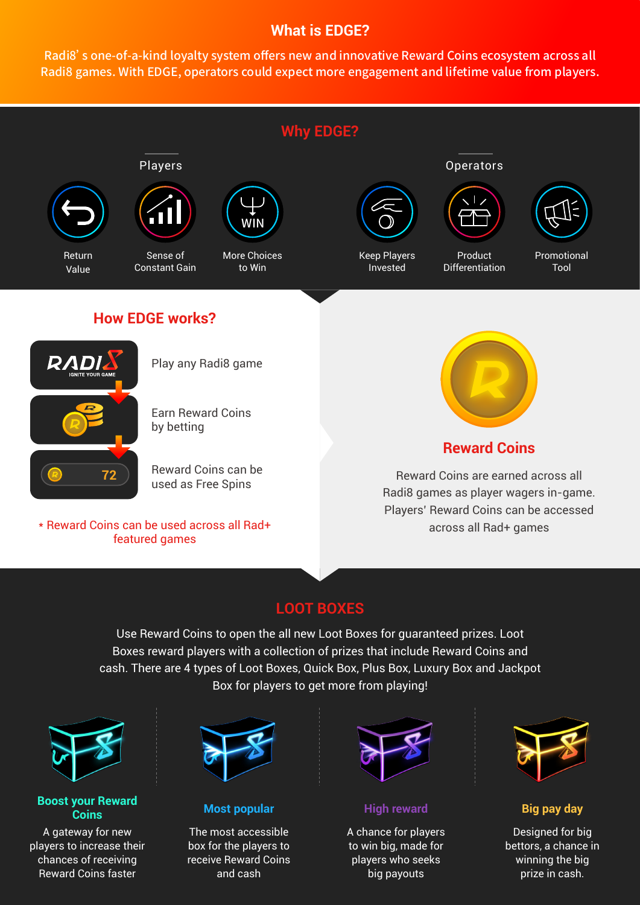## What is EDGE?

Radi8' s one-of-a-kind loyalty system offers new and innovative Reward Coins ecosystem across all Radi8 games. With EDGE, operators could expect more engagement and lifetime value from players.

## Why EDGE?

### Players

- Return Value
- Sense of Constant Gain
- More Choices to Win

### Operators

- Keep Players Invested
- Product Differentiation
- Promotional Tool

## How EDGE works?

1. Play any Radi8 game
2. Earn Reward Coins by betting
3. Reward Coins can be used as Free Spins

\* Reward Coins can be used across all Rad+ featured games

### Reward Coins

Reward Coins are earned across all Radi8 games as player wagers in-game. Players' Reward Coins can be accessed across all Rad+ games

## LOOT BOXES

Use Reward Coins to open the all new Loot Boxes for guaranteed prizes. Loot Boxes reward players with a collection of prizes that include Reward Coins and cash. There are 4 types of Loot Boxes, Quick Box, Plus Box, Luxury Box and Jackpot Box for players to get more from playing!

**Boost your Reward Coins**

A gateway for new players to increase their chances of receiving Reward Coins faster

**Most popular**

The most accessible box for the players to receive Reward Coins and cash

**High reward**

A chance for players to win big, made for players who seeks big payouts

**Big pay day**

Designed for big bettors, a chance in winning the big prize in cash.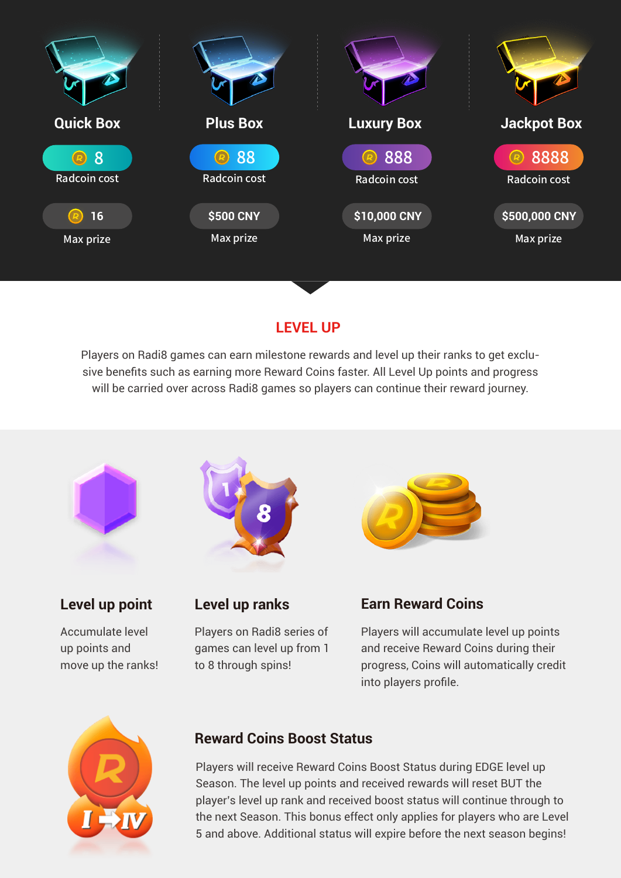| | Quick Box | Plus Box | Luxury Box | Jackpot Box |
|---|---|---|---|---|
| Radcoin cost | 8 | 88 | 888 | 8888 |
| Max prize | 16 | $500 CNY | $10,000 CNY | $500,000 CNY |

## LEVEL UP

Players on Radi8 games can earn milestone rewards and level up their ranks to get exclusive benefits such as earning more Reward Coins faster. All Level Up points and progress will be carried over across Radi8 games so players can continue their reward journey.

### Level up point

Accumulate level up points and move up the ranks!

### Level up ranks

Players on Radi8 series of games can level up from 1 to 8 through spins!

### Earn Reward Coins

Players will accumulate level up points and receive Reward Coins during their progress, Coins will automatically credit into players profile.

### Reward Coins Boost Status

Players will receive Reward Coins Boost Status during EDGE level up Season. The level up points and received rewards will reset BUT the player's level up rank and received boost status will continue through to the next Season. This bonus effect only applies for players who are Level 5 and above. Additional status will expire before the next season begins!